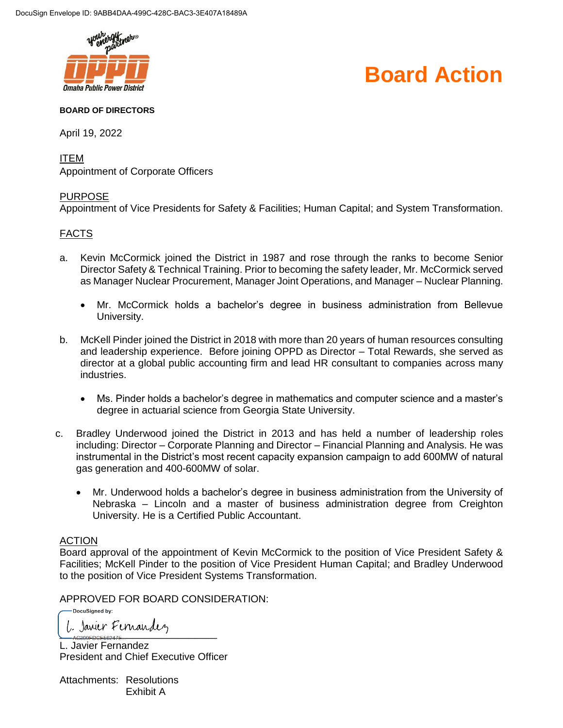DocuSign Envelope ID: 9ABB4DAA-499C-428C-BAC3-3E407A18489A

# Board Action

**BOARD OF DIRECTORS**

April 19, 2022

ITEM
Appointment of Corporate Officers

PURPOSE
Appointment of Vice Presidents for Safety & Facilities; Human Capital; and System Transformation.

FACTS

a. Kevin McCormick joined the District in 1987 and rose through the ranks to become Senior Director Safety & Technical Training. Prior to becoming the safety leader, Mr. McCormick served as Manager Nuclear Procurement, Manager Joint Operations, and Manager – Nuclear Planning.

   - Mr. McCormick holds a bachelor's degree in business administration from Bellevue University.

b. McKell Pinder joined the District in 2018 with more than 20 years of human resources consulting and leadership experience. Before joining OPPD as Director – Total Rewards, she served as director at a global public accounting firm and lead HR consultant to companies across many industries.

   - Ms. Pinder holds a bachelor's degree in mathematics and computer science and a master's degree in actuarial science from Georgia State University.

c. Bradley Underwood joined the District in 2013 and has held a number of leadership roles including: Director – Corporate Planning and Director – Financial Planning and Analysis. He was instrumental in the District's most recent capacity expansion campaign to add 600MW of natural gas generation and 400-600MW of solar.

   - Mr. Underwood holds a bachelor's degree in business administration from the University of Nebraska – Lincoln and a master of business administration degree from Creighton University. He is a Certified Public Accountant.

ACTION
Board approval of the appointment of Kevin McCormick to the position of Vice President Safety & Facilities; McKell Pinder to the position of Vice President Human Capital; and Bradley Underwood to the position of Vice President Systems Transformation.

APPROVED FOR BOARD CONSIDERATION:

DocuSigned by:
L. Javier Fernandez
AC300FDCF56247E

L. Javier Fernandez
President and Chief Executive Officer

Attachments: Resolutions
Exhibit A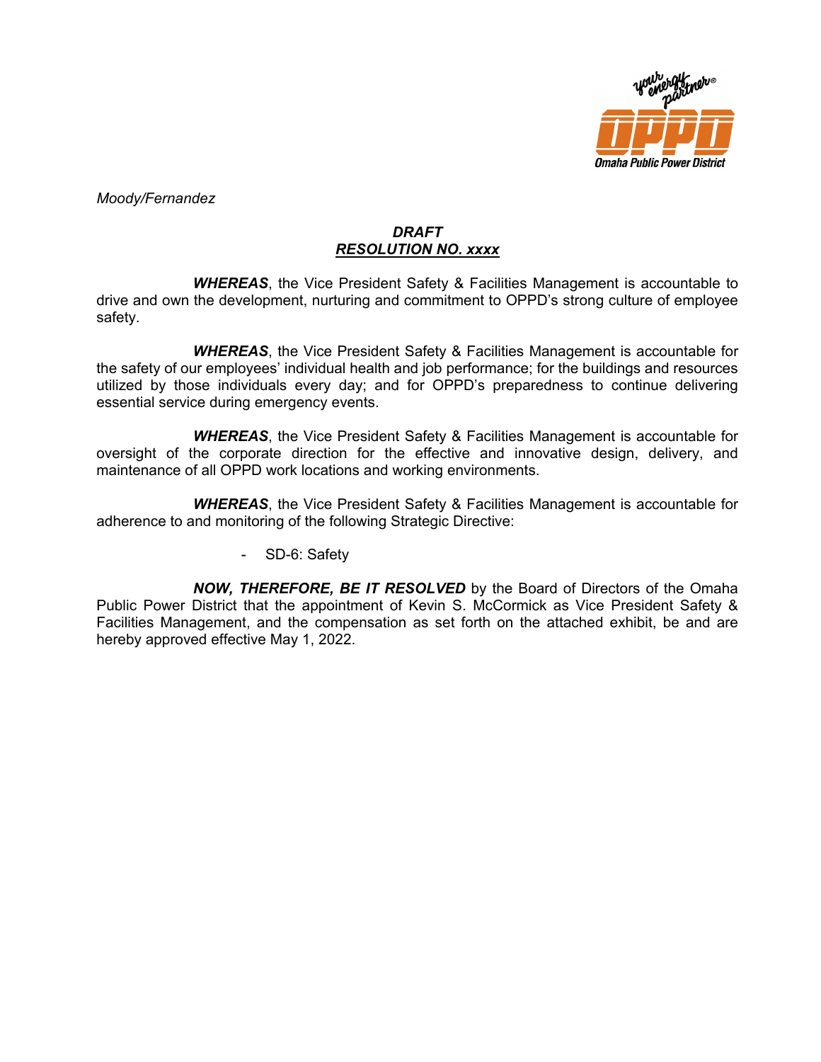*Moody/Fernandez*

***DRAFT***
***RESOLUTION NO. xxxx***

***WHEREAS***, the Vice President Safety & Facilities Management is accountable to drive and own the development, nurturing and commitment to OPPD's strong culture of employee safety.

***WHEREAS***, the Vice President Safety & Facilities Management is accountable for the safety of our employees' individual health and job performance; for the buildings and resources utilized by those individuals every day; and for OPPD's preparedness to continue delivering essential service during emergency events.

***WHEREAS***, the Vice President Safety & Facilities Management is accountable for oversight of the corporate direction for the effective and innovative design, delivery, and maintenance of all OPPD work locations and working environments.

***WHEREAS***, the Vice President Safety & Facilities Management is accountable for adherence to and monitoring of the following Strategic Directive:

- SD-6: Safety

***NOW, THEREFORE, BE IT RESOLVED*** by the Board of Directors of the Omaha Public Power District that the appointment of Kevin S. McCormick as Vice President Safety & Facilities Management, and the compensation as set forth on the attached exhibit, be and are hereby approved effective May 1, 2022.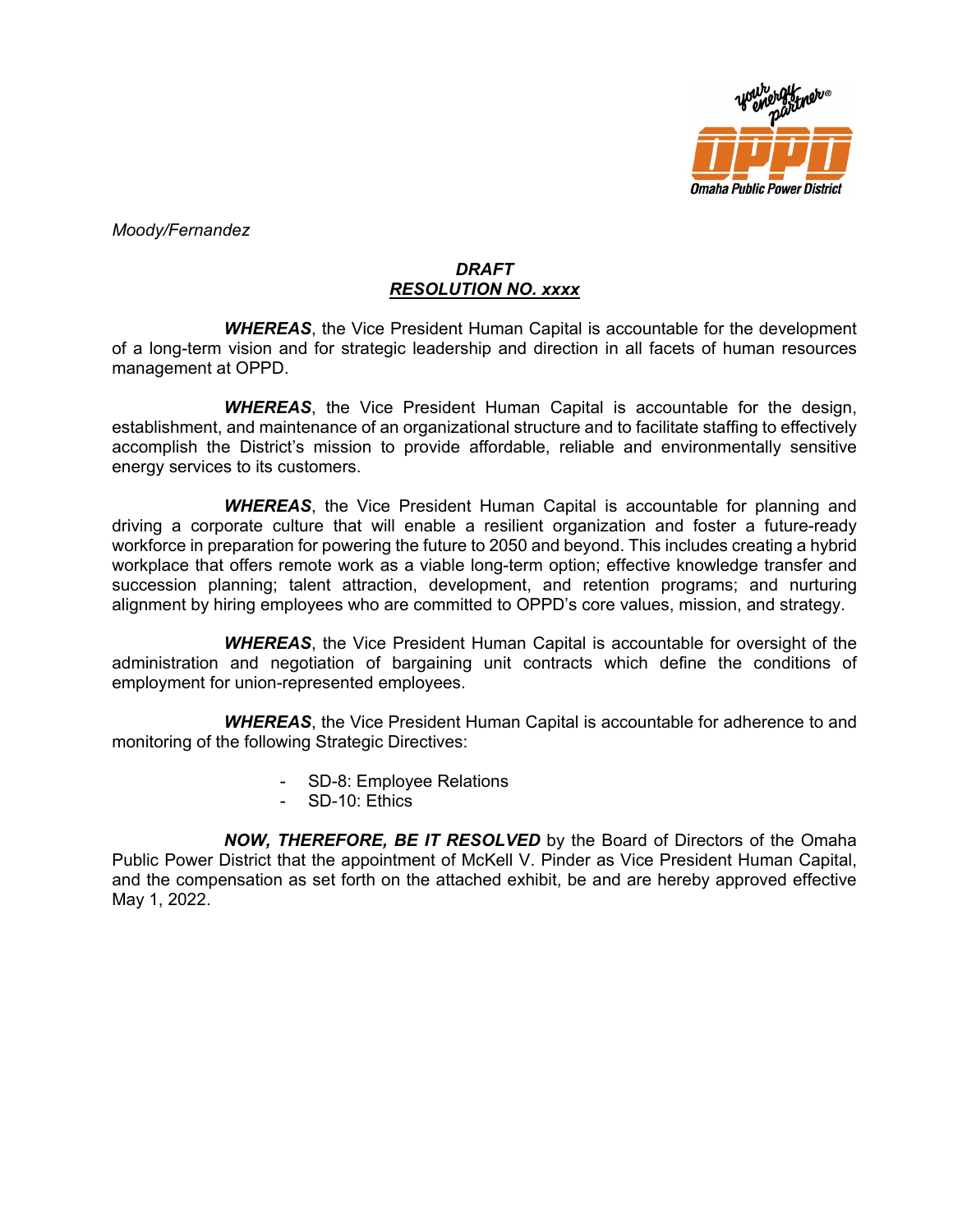*Moody/Fernandez*

***DRAFT***
***RESOLUTION NO. xxxx***

***WHEREAS***, the Vice President Human Capital is accountable for the development of a long-term vision and for strategic leadership and direction in all facets of human resources management at OPPD.

***WHEREAS***, the Vice President Human Capital is accountable for the design, establishment, and maintenance of an organizational structure and to facilitate staffing to effectively accomplish the District's mission to provide affordable, reliable and environmentally sensitive energy services to its customers.

***WHEREAS***, the Vice President Human Capital is accountable for planning and driving a corporate culture that will enable a resilient organization and foster a future-ready workforce in preparation for powering the future to 2050 and beyond. This includes creating a hybrid workplace that offers remote work as a viable long-term option; effective knowledge transfer and succession planning; talent attraction, development, and retention programs; and nurturing alignment by hiring employees who are committed to OPPD's core values, mission, and strategy.

***WHEREAS***, the Vice President Human Capital is accountable for oversight of the administration and negotiation of bargaining unit contracts which define the conditions of employment for union-represented employees.

***WHEREAS***, the Vice President Human Capital is accountable for adherence to and monitoring of the following Strategic Directives:

- SD-8: Employee Relations
- SD-10: Ethics

***NOW, THEREFORE, BE IT RESOLVED*** by the Board of Directors of the Omaha Public Power District that the appointment of McKell V. Pinder as Vice President Human Capital, and the compensation as set forth on the attached exhibit, be and are hereby approved effective May 1, 2022.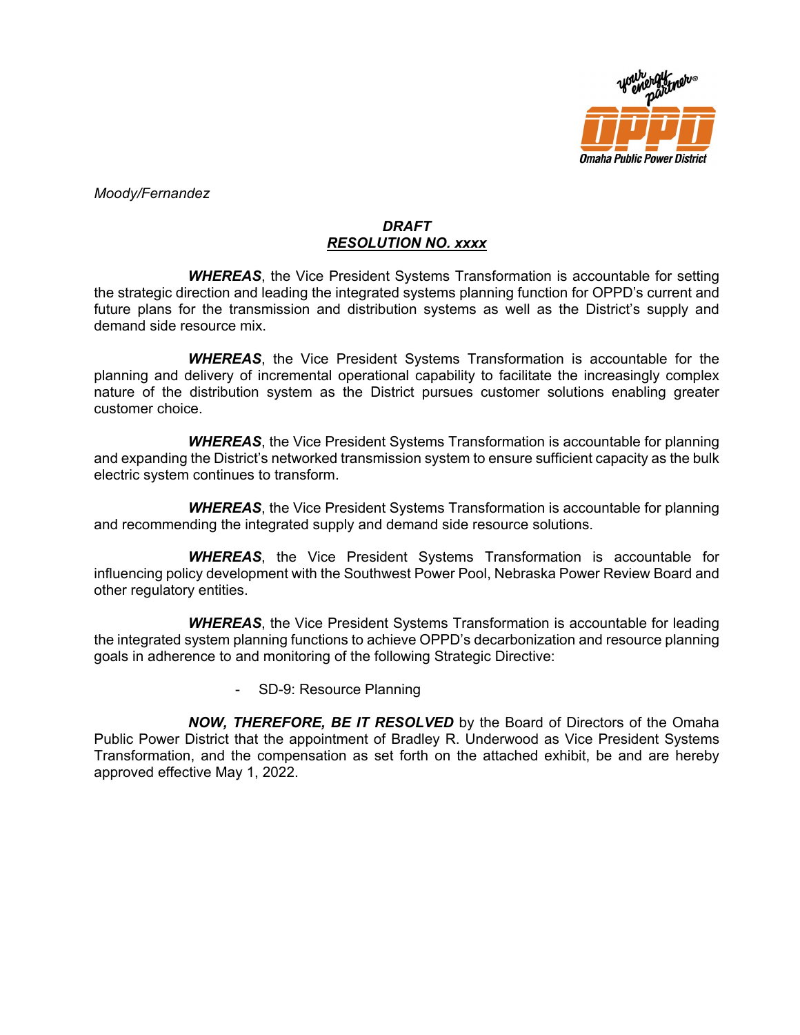*Moody/Fernandez*

***DRAFT***
***RESOLUTION NO. xxxx***

***WHEREAS***, the Vice President Systems Transformation is accountable for setting the strategic direction and leading the integrated systems planning function for OPPD's current and future plans for the transmission and distribution systems as well as the District's supply and demand side resource mix.

***WHEREAS***, the Vice President Systems Transformation is accountable for the planning and delivery of incremental operational capability to facilitate the increasingly complex nature of the distribution system as the District pursues customer solutions enabling greater customer choice.

***WHEREAS***, the Vice President Systems Transformation is accountable for planning and expanding the District's networked transmission system to ensure sufficient capacity as the bulk electric system continues to transform.

***WHEREAS***, the Vice President Systems Transformation is accountable for planning and recommending the integrated supply and demand side resource solutions.

***WHEREAS***, the Vice President Systems Transformation is accountable for influencing policy development with the Southwest Power Pool, Nebraska Power Review Board and other regulatory entities.

***WHEREAS***, the Vice President Systems Transformation is accountable for leading the integrated system planning functions to achieve OPPD's decarbonization and resource planning goals in adherence to and monitoring of the following Strategic Directive:

- SD-9: Resource Planning

***NOW, THEREFORE, BE IT RESOLVED*** by the Board of Directors of the Omaha Public Power District that the appointment of Bradley R. Underwood as Vice President Systems Transformation, and the compensation as set forth on the attached exhibit, be and are hereby approved effective May 1, 2022.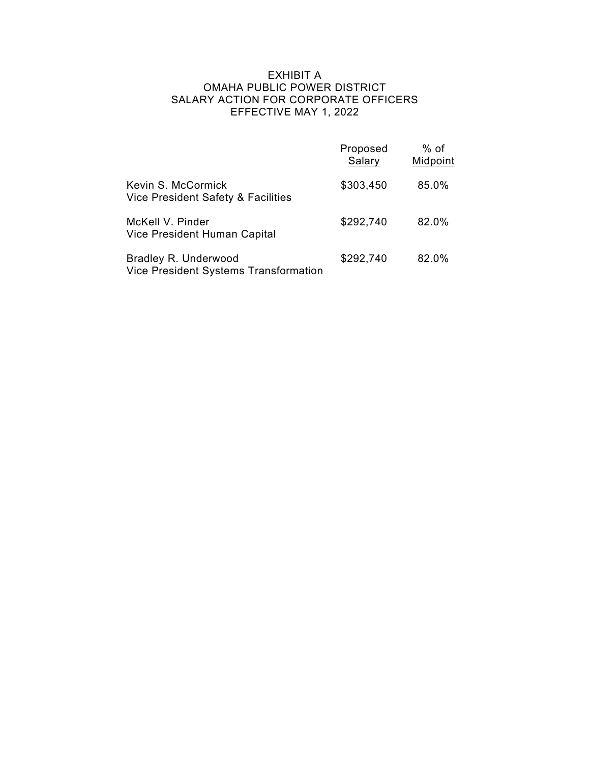EXHIBIT A
OMAHA PUBLIC POWER DISTRICT
SALARY ACTION FOR CORPORATE OFFICERS
EFFECTIVE MAY 1, 2022

| | Proposed Salary | % of Midpoint |
|---|---|---|
| Kevin S. McCormick<br>Vice President Safety & Facilities | $303,450 | 85.0% |
| McKell V. Pinder<br>Vice President Human Capital | $292,740 | 82.0% |
| Bradley R. Underwood<br>Vice President Systems Transformation | $292,740 | 82.0% |